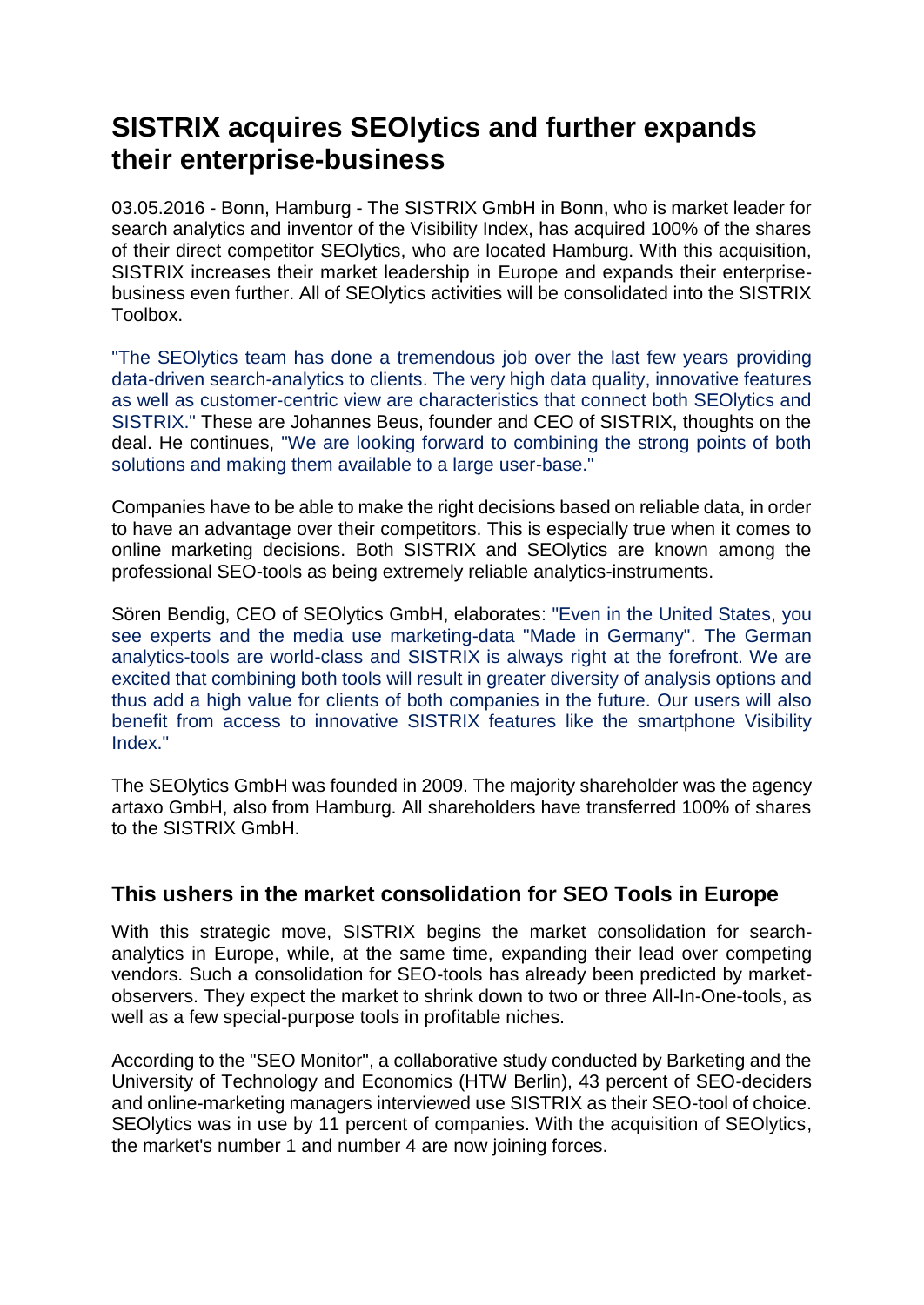# SISTRIX acquires SEOlytics and further expands their enterprise-business

03.05.2016 - Bonn, Hamburg - The SISTRIX GmbH in Bonn, who is market leader for search analytics and inventor of the Visibility Index, has acquired 100% of the shares of their direct competitor SEOlytics, who are located Hamburg. With this acquisition, SISTRIX increases their market leadership in Europe and expands their enterprise-business even further. All of SEOlytics activities will be consolidated into the SISTRIX Toolbox.

"The SEOlytics team has done a tremendous job over the last few years providing data-driven search-analytics to clients. The very high data quality, innovative features as well as customer-centric view are characteristics that connect both SEOlytics and SISTRIX." These are Johannes Beus, founder and CEO of SISTRIX, thoughts on the deal. He continues, "We are looking forward to combining the strong points of both solutions and making them available to a large user-base."

Companies have to be able to make the right decisions based on reliable data, in order to have an advantage over their competitors. This is especially true when it comes to online marketing decisions. Both SISTRIX and SEOlytics are known among the professional SEO-tools as being extremely reliable analytics-instruments.

Sören Bendig, CEO of SEOlytics GmbH, elaborates: "Even in the United States, you see experts and the media use marketing-data "Made in Germany". The German analytics-tools are world-class and SISTRIX is always right at the forefront. We are excited that combining both tools will result in greater diversity of analysis options and thus add a high value for clients of both companies in the future. Our users will also benefit from access to innovative SISTRIX features like the smartphone Visibility Index."

The SEOlytics GmbH was founded in 2009. The majority shareholder was the agency artaxo GmbH, also from Hamburg. All shareholders have transferred 100% of shares to the SISTRIX GmbH.

## This ushers in the market consolidation for SEO Tools in Europe

With this strategic move, SISTRIX begins the market consolidation for search-analytics in Europe, while, at the same time, expanding their lead over competing vendors. Such a consolidation for SEO-tools has already been predicted by market-observers. They expect the market to shrink down to two or three All-In-One-tools, as well as a few special-purpose tools in profitable niches.

According to the "SEO Monitor", a collaborative study conducted by Barketing and the University of Technology and Economics (HTW Berlin), 43 percent of SEO-deciders and online-marketing managers interviewed use SISTRIX as their SEO-tool of choice. SEOlytics was in use by 11 percent of companies. With the acquisition of SEOlytics, the market's number 1 and number 4 are now joining forces.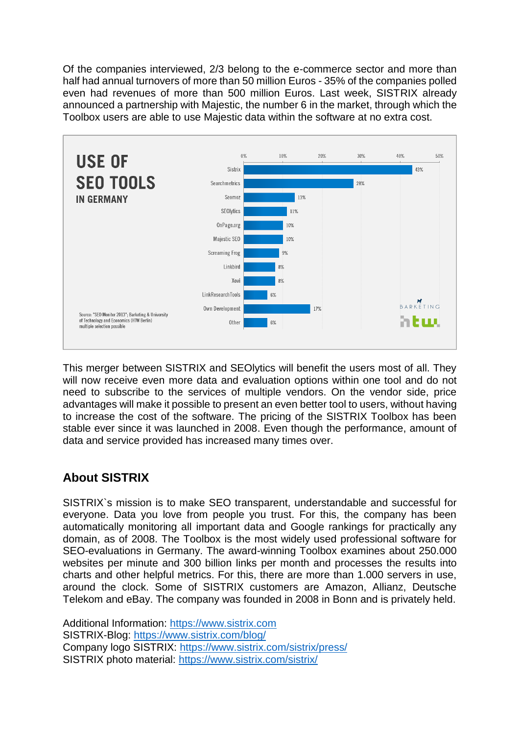Of the companies interviewed, 2/3 belong to the e-commerce sector and more than half had annual turnovers of more than 50 million Euros - 35% of the companies polled even had revenues of more than 500 million Euros. Last week, SISTRIX already announced a partnership with Majestic, the number 6 in the market, through which the Toolbox users are able to use Majestic data within the software at no extra cost.

**USE OF SEO TOOLS IN GERMANY**

| Tool | Share |
|---|---|
| Sistrix | 43% |
| Searchmetrics | 28% |
| Seomoz | 13% |
| SEOlytics | 11% |
| OnPage.org | 10% |
| Majestic SEO | 10% |
| Screaming Frog | 9% |
| Linkbird | 8% |
| Xovi | 8% |
| LinkResearchTools | 6% |
| Own Development | 17% |
| Other | 6% |

Source: "SEO Monitor 2013"; Barketing & University of Technology and Economics (HTW Berlin) multiple selection possible

This merger between SISTRIX and SEOlytics will benefit the users most of all. They will now receive even more data and evaluation options within one tool and do not need to subscribe to the services of multiple vendors. On the vendor side, price advantages will make it possible to present an even better tool to users, without having to increase the cost of the software. The pricing of the SISTRIX Toolbox has been stable ever since it was launched in 2008. Even though the performance, amount of data and service provided has increased many times over.

## About SISTRIX

SISTRIX`s mission is to make SEO transparent, understandable and successful for everyone. Data you love from people you trust. For this, the company has been automatically monitoring all important data and Google rankings for practically any domain, as of 2008. The Toolbox is the most widely used professional software for SEO-evaluations in Germany. The award-winning Toolbox examines about 250.000 websites per minute and 300 billion links per month and processes the results into charts and other helpful metrics. For this, there are more than 1.000 servers in use, around the clock. Some of SISTRIX customers are Amazon, Allianz, Deutsche Telekom and eBay. The company was founded in 2008 in Bonn and is privately held.

Additional Information: https://www.sistrix.com
SISTRIX-Blog: https://www.sistrix.com/blog/
Company logo SISTRIX: https://www.sistrix.com/sistrix/press/
SISTRIX photo material: https://www.sistrix.com/sistrix/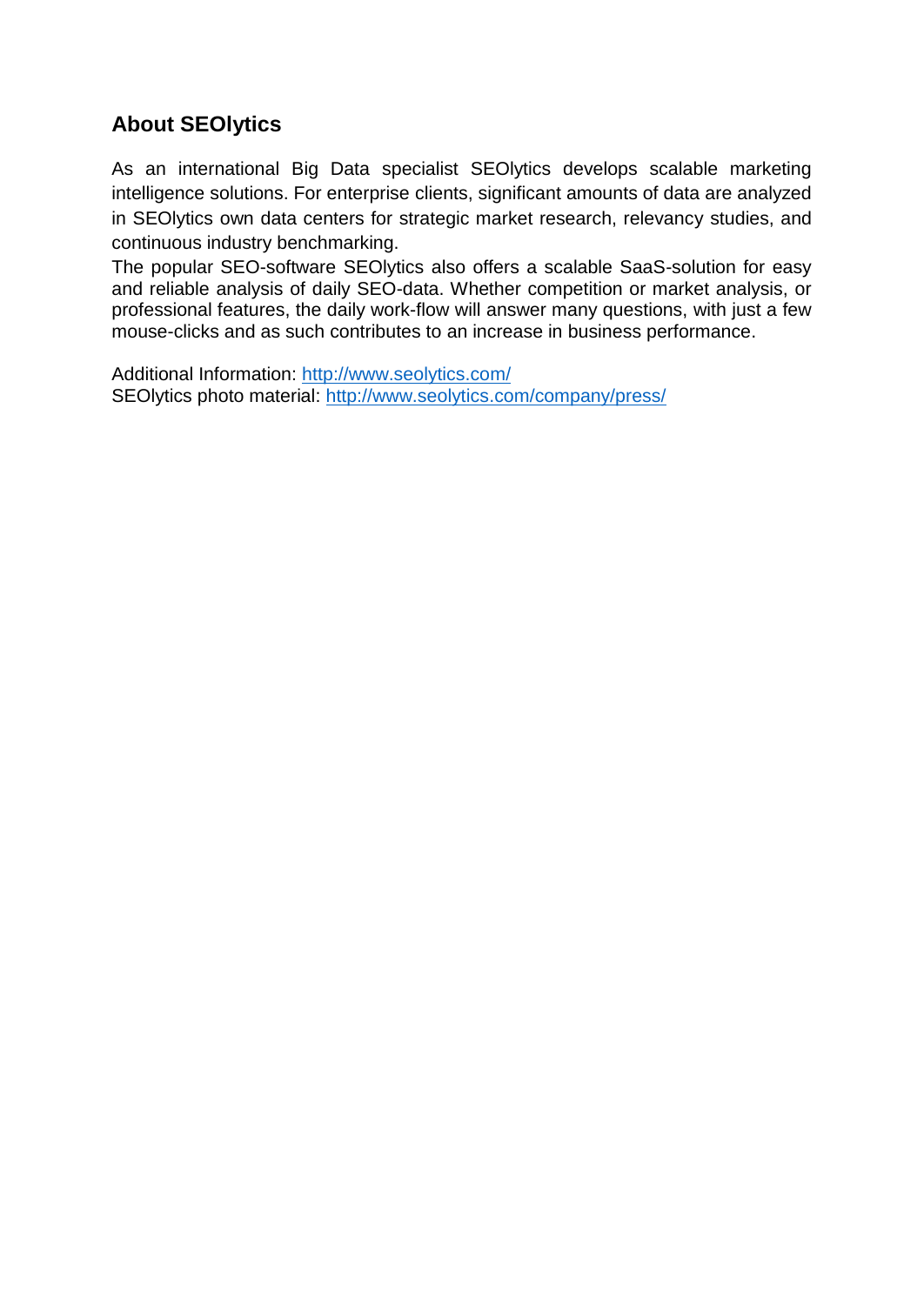## About SEOlytics

As an international Big Data specialist SEOlytics develops scalable marketing intelligence solutions. For enterprise clients, significant amounts of data are analyzed in SEOlytics own data centers for strategic market research, relevancy studies, and continuous industry benchmarking.
The popular SEO-software SEOlytics also offers a scalable SaaS-solution for easy and reliable analysis of daily SEO-data. Whether competition or market analysis, or professional features, the daily work-flow will answer many questions, with just a few mouse-clicks and as such contributes to an increase in business performance.

Additional Information: [http://www.seolytics.com/](http://www.seolytics.com/)
SEOlytics photo material: [http://www.seolytics.com/company/press/](http://www.seolytics.com/company/press/)